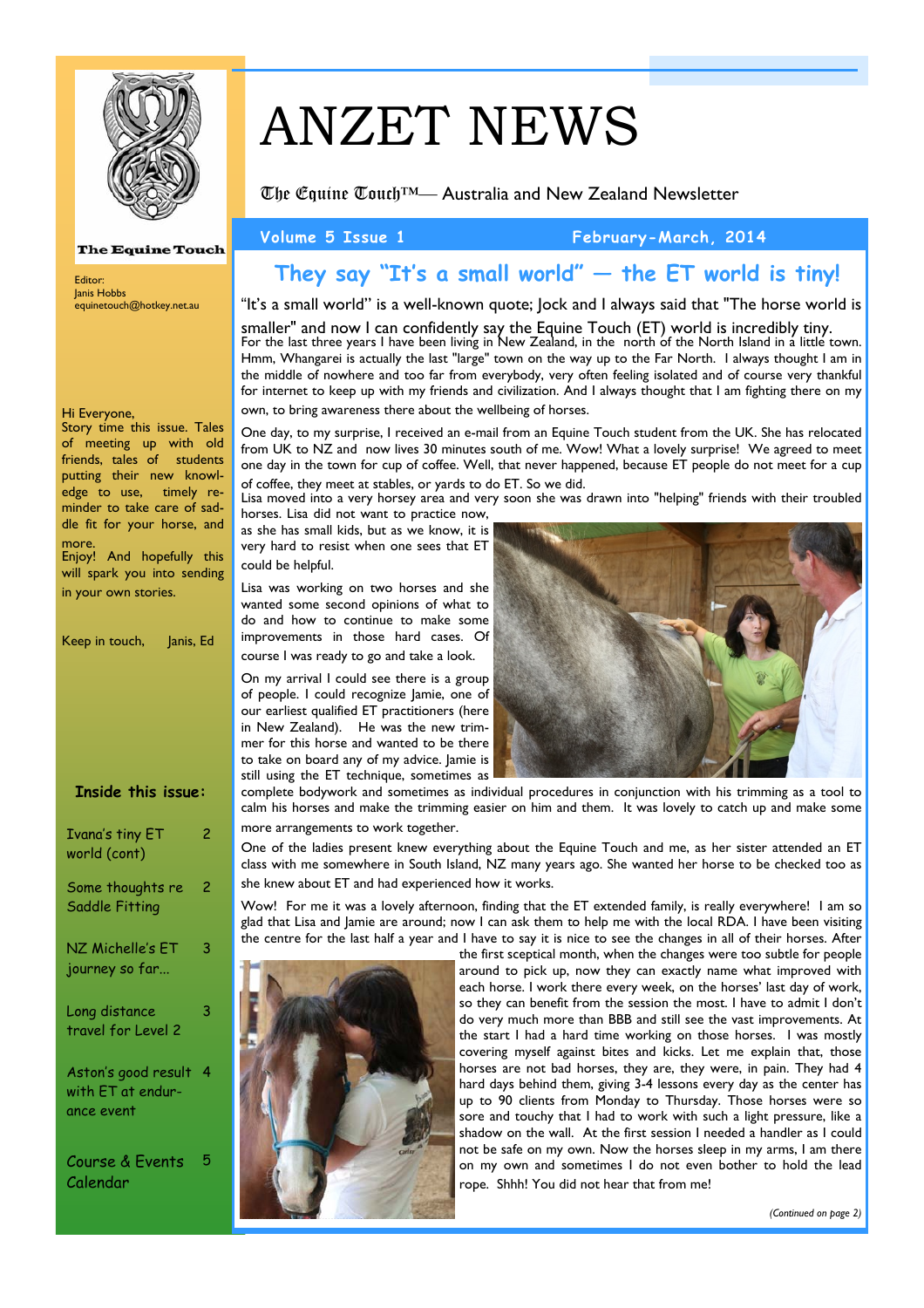# ANZET NEWS

The Equine Touch™— Australia and New Zealand Newsletter

**Volume 5 Issue 1** February-March, 2014

The Equine Touch

Editor:
Janis Hobbs
equinetouch@hotkey.net.au

Hi Everyone,
Story time this issue. Tales of meeting up with old friends, tales of students putting their new knowledge to use, timely reminder to take care of saddle fit for your horse, and more.
Enjoy! And hopefully this will spark you into sending in your own stories.

Keep in touch, Janis, Ed

**Inside this issue:**

- Ivana's tiny ET world (cont) — 2
- Some thoughts re Saddle Fitting — 2
- NZ Michelle's ET journey so far... — 3
- Long distance travel for Level 2 — 3
- Aston's good result with ET at endurance event — 4
- Course & Events Calendar — 5

## They say "It's a small world" — the ET world is tiny!

"It's a small world" is a well-known quote; Jock and I always said that "The horse world is smaller" and now I can confidently say the Equine Touch (ET) world is incredibly tiny.

For the last three years I have been living in New Zealand, in the north of the North Island in a little town. Hmm, Whangarei is actually the last "large" town on the way up to the Far North. I always thought I am in the middle of nowhere and too far from everybody, very often feeling isolated and of course very thankful for internet to keep up with my friends and civilization. And I always thought that I am fighting there on my own, to bring awareness there about the wellbeing of horses.

One day, to my surprise, I received an e-mail from an Equine Touch student from the UK. She has relocated from UK to NZ and now lives 30 minutes south of me. Wow! What a lovely surprise! We agreed to meet one day in the town for cup of coffee. Well, that never happened, because ET people do not meet for a cup of coffee, they meet at stables, or yards to do ET. So we did.

Lisa moved into a very horsey area and very soon she was drawn into "helping" friends with their troubled horses. Lisa did not want to practice now, as she has small kids, but as we know, it is very hard to resist when one sees that ET could be helpful.

Lisa was working on two horses and she wanted some second opinions of what to do and how to continue to make some improvements in those hard cases. Of course I was ready to go and take a look.

On my arrival I could see there is a group of people. I could recognize Jamie, one of our earliest qualified ET practitioners (here in New Zealand). He was the new trimmer for this horse and wanted to be there to take on board any of my advice. Jamie is still using the ET technique, sometimes as complete bodywork and sometimes as individual procedures in conjunction with his trimming as a tool to calm his horses and make the trimming easier on him and them. It was lovely to catch up and make some more arrangements to work together.

One of the ladies present knew everything about the Equine Touch and me, as her sister attended an ET class with me somewhere in South Island, NZ many years ago. She wanted her horse to be checked too as she knew about ET and had experienced how it works.

Wow! For me it was a lovely afternoon, finding that the ET extended family, is really everywhere! I am so glad that Lisa and Jamie are around; now I can ask them to help me with the local RDA. I have been visiting the centre for the last half a year and I have to say it is nice to see the changes in all of their horses. After the first sceptical month, when the changes were too subtle for people around to pick up, now they can exactly name what improved with each horse. I work there every week, on the horses' last day of work, so they can benefit from the session the most. I have to admit I don't do very much more than BBB and still see the vast improvements. At the start I had a hard time working on those horses. I was mostly covering myself against bites and kicks. Let me explain that, those horses are not bad horses, they are, they were, in pain. They had 4 hard days behind them, giving 3-4 lessons every day as the center has up to 90 clients from Monday to Thursday. Those horses were so sore and touchy that I had to work with such a light pressure, like a shadow on the wall. At the first session I needed a handler as I could not be safe on my own. Now the horses sleep in my arms, I am there on my own and sometimes I do not even bother to hold the lead rope. Shhh! You did not hear that from me!

*(Continued on page 2)*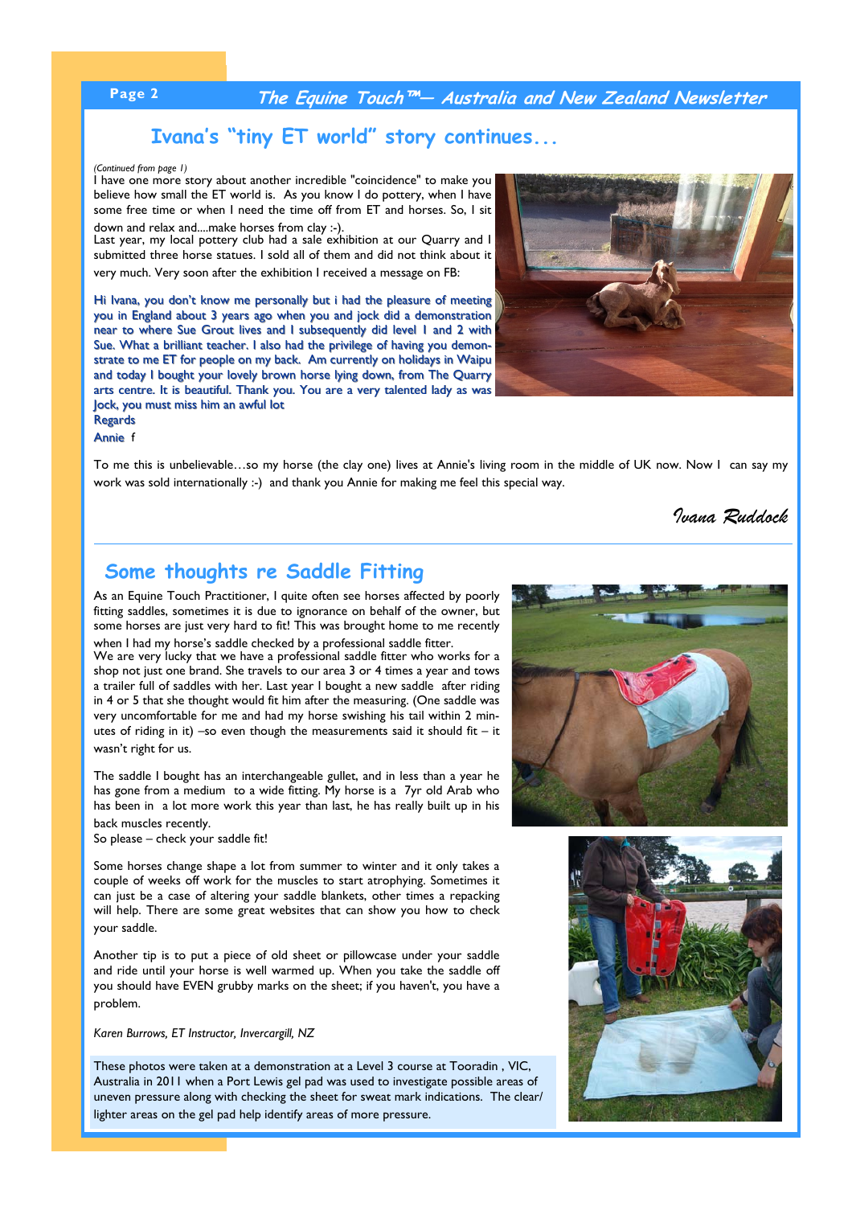## Ivana's "tiny ET world" story continues...

*(Continued from page 1)*

I have one more story about another incredible "coincidence" to make you believe how small the ET world is. As you know I do pottery, when I have some free time or when I need the time off from ET and horses. So, I sit down and relax and....make horses from clay :-).

Last year, my local pottery club had a sale exhibition at our Quarry and I submitted three horse statues. I sold all of them and did not think about it very much. Very soon after the exhibition I received a message on FB:

Hi Ivana, you don't know me personally but i had the pleasure of meeting you in England about 3 years ago when you and jock did a demonstration near to where Sue Grout lives and I subsequently did level I and 2 with Sue. What a brilliant teacher. I also had the privilege of having you demonstrate to me ET for people on my back. Am currently on holidays in Waipu and today I bought your lovely brown horse lying down, from The Quarry arts centre. It is beautiful. Thank you. You are a very talented lady as was Jock, you must miss him an awful lot

Regards

Annie f

To me this is unbelievable…so my horse (the clay one) lives at Annie's living room in the middle of UK now. Now I can say my work was sold internationally :-) and thank you Annie for making me feel this special way.

*Ivana Ruddock*

## Some thoughts re Saddle Fitting

As an Equine Touch Practitioner, I quite often see horses affected by poorly fitting saddles, sometimes it is due to ignorance on behalf of the owner, but some horses are just very hard to fit! This was brought home to me recently when I had my horse's saddle checked by a professional saddle fitter.

We are very lucky that we have a professional saddle fitter who works for a shop not just one brand. She travels to our area 3 or 4 times a year and tows a trailer full of saddles with her. Last year I bought a new saddle after riding in 4 or 5 that she thought would fit him after the measuring. (One saddle was very uncomfortable for me and had my horse swishing his tail within 2 minutes of riding in it) –so even though the measurements said it should fit – it wasn't right for us.

The saddle I bought has an interchangeable gullet, and in less than a year he has gone from a medium to a wide fitting. My horse is a 7yr old Arab who has been in a lot more work this year than last, he has really built up in his back muscles recently.

So please – check your saddle fit!

Some horses change shape a lot from summer to winter and it only takes a couple of weeks off work for the muscles to start atrophying. Sometimes it can just be a case of altering your saddle blankets, other times a repacking will help. There are some great websites that can show you how to check your saddle.

Another tip is to put a piece of old sheet or pillowcase under your saddle and ride until your horse is well warmed up. When you take the saddle off you should have EVEN grubby marks on the sheet; if you haven't, you have a problem.

*Karen Burrows, ET Instructor, Invercargill, NZ*

These photos were taken at a demonstration at a Level 3 course at Tooradin , VIC, Australia in 2011 when a Port Lewis gel pad was used to investigate possible areas of uneven pressure along with checking the sheet for sweat mark indications. The clear/lighter areas on the gel pad help identify areas of more pressure.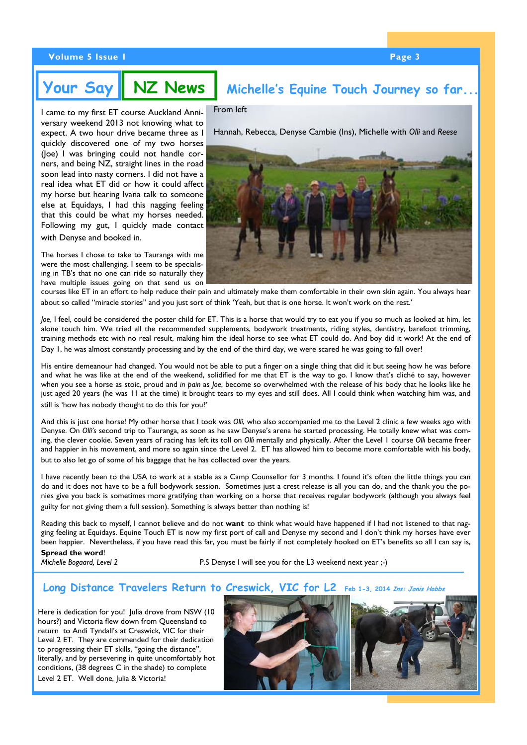## Your Say | NZ News

## Michelle's Equine Touch Journey so far...

From left

Hannah, Rebecca, Denyse Cambie (Ins), Michelle with *Olli* and *Reese*

I came to my first ET course Auckland Anniversary weekend 2013 not knowing what to expect. A two hour drive became three as I quickly discovered one of my two horses (Joe) I was bringing could not handle corners, and being NZ, straight lines in the road soon lead into nasty corners. I did not have a real idea what ET did or how it could affect my horse but hearing Ivana talk to someone else at Equidays, I had this nagging feeling that this could be what my horses needed. Following my gut, I quickly made contact with Denyse and booked in.

The horses I chose to take to Tauranga with me were the most challenging. I seem to be specialising in TB's that no one can ride so naturally they have multiple issues going on that send us on courses like ET in an effort to help reduce their pain and ultimately make them comfortable in their own skin again. You always hear about so called "miracle stories" and you just sort of think 'Yeah, but that is one horse. It won't work on the rest.'

*Joe*, I feel, could be considered the poster child for ET. This is a horse that would try to eat you if you so much as looked at him, let alone touch him. We tried all the recommended supplements, bodywork treatments, riding styles, dentistry, barefoot trimming, training methods etc with no real result, making him the ideal horse to see what ET could do. And boy did it work! At the end of Day 1, he was almost constantly processing and by the end of the third day, we were scared he was going to fall over!

His entire demeanour had changed. You would not be able to put a finger on a single thing that did it but seeing how he was before and what he was like at the end of the weekend, solidified for me that ET is the way to go. I know that's cliché to say, however when you see a horse as stoic, proud and *in pain* as *Joe*, become so overwhelmed with the release of his body that he looks like he just aged 20 years (he was 11 at the time) it brought tears to my eyes and still does. All I could think when watching him was, and still is 'how has nobody thought to do this for you?'

And this is just one horse! My other horse that I took was *Olli*, who also accompanied me to the Level 2 clinic a few weeks ago with Denyse. On *Olli's* second trip to Tauranga, as soon as he saw Denyse's arena he started processing. He totally knew what was coming, the clever cookie. Seven years of racing has left its toll on *Olli* mentally and physically. After the Level 1 course *Olli* became freer and happier in his movement, and more so again since the Level 2. ET has allowed him to become more comfortable with his body, but to also let go of some of his baggage that he has collected over the years.

I have recently been to the USA to work at a stable as a Camp Counsellor for 3 months. I found it's often the little things you can do and it does not have to be a full bodywork session. Sometimes just a crest release is all you can do, and the thank you the ponies give you back is sometimes more gratifying than working on a horse that receives regular bodywork (although you always feel guilty for not giving them a full session). Something is always better than nothing is!

Reading this back to myself, I cannot believe and do not **want** to think what would have happened if I had not listened to that nagging feeling at Equidays. Equine Touch ET is now my first port of call and Denyse my second and I don't think my horses have ever been happier. Nevertheless, if you have read this far, you must be fairly if not completely hooked on ET's benefits so all I can say is, **Spread the word**!

*Michelle Bogaard, Level 2*

P.S Denyse I will see you for the L3 weekend next year ;-)

## Long Distance Travelers Return to Creswick, VIC for L2

Feb 1-3, 2014 *Ins: Janis Hobbs*

Here is dedication for you! Julia drove from NSW (10 hours?) and Victoria flew down from Queensland to return to Andi Tyndall's at Creswick, VIC for their Level 2 ET. They are commended for their dedication to progressing their ET skills, "going the distance", literally, and by persevering in quite uncomfortably hot conditions, (38 degrees C in the shade) to complete Level 2 ET. Well done, Julia & Victoria!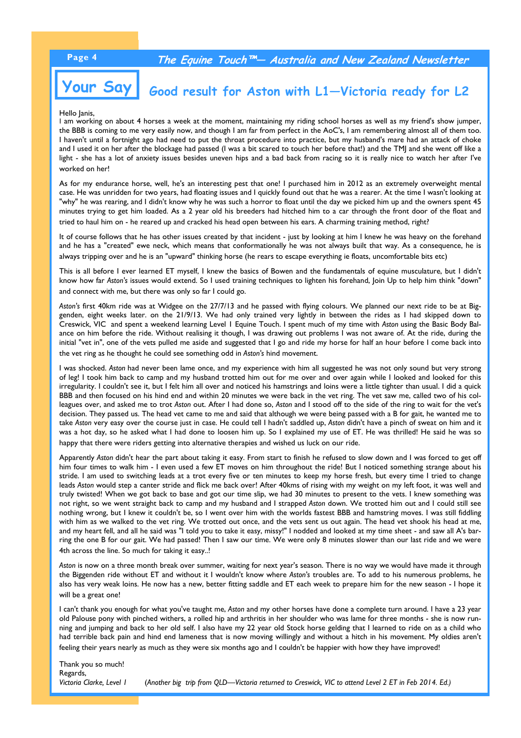# Your Say

## Good result for Aston with L1—Victoria ready for L2

Hello Janis,

I am working on about 4 horses a week at the moment, maintaining my riding school horses as well as my friend's show jumper, the BBB is coming to me very easily now, and though I am far from perfect in the AoC's, I am remembering almost all of them too. I haven't until a fortnight ago had need to put the throat procedure into practice, but my husband's mare had an attack of choke and I used it on her after the blockage had passed (I was a bit scared to touch her before that!) and the TMJ and she went off like a light - she has a lot of anxiety issues besides uneven hips and a bad back from racing so it is really nice to watch her after I've worked on her!

As for my endurance horse, well, he's an interesting pest that one! I purchased him in 2012 as an extremely overweight mental case. He was unridden for two years, had floating issues and I quickly found out that he was a rearer. At the time I wasn't looking at "why" he was rearing, and I didn't know why he was such a horror to float until the day we picked him up and the owners spent 45 minutes trying to get him loaded. As a 2 year old his breeders had hitched him to a car through the front door of the float and tried to haul him on - he reared up and cracked his head open between his ears. A charming training method, right?

It of course follows that he has other issues created by that incident - just by looking at him I knew he was heavy on the forehand and he has a "created" ewe neck, which means that conformationally he was not always built that way. As a consequence, he is always tripping over and he is an "upward" thinking horse (he rears to escape everything ie floats, uncomfortable bits etc)

This is all before I ever learned ET myself, I knew the basics of Bowen and the fundamentals of equine musculature, but I didn't know how far *Aston's* issues would extend. So I used training techniques to lighten his forehand, Join Up to help him think "down" and connect with me, but there was only so far I could go.

*Aston's* first 40km ride was at Widgee on the 27/7/13 and he passed with flying colours. We planned our next ride to be at Biggenden, eight weeks later. on the 21/9/13. We had only trained very lightly in between the rides as I had skipped down to Creswick, VIC and spent a weekend learning Level I Equine Touch. I spent much of my time with *Aston* using the Basic Body Balance on him before the ride. Without realising it though, I was drawing out problems I was not aware of. At the ride, during the initial "vet in", one of the vets pulled me aside and suggested that I go and ride my horse for half an hour before I come back into the vet ring as he thought he could see something odd in *Aston's* hind movement.

I was shocked. *Aston* had never been lame once, and my experience with him all suggested he was not only sound but very strong of leg! I took him back to camp and my husband trotted him out for me over and over again while I looked and looked for this irregularity. I couldn't see it, but I felt him all over and noticed his hamstrings and loins were a little tighter than usual. I did a quick BBB and then focused on his hind end and within 20 minutes we were back in the vet ring. The vet saw me, called two of his colleagues over, and asked me to trot *Aston* out. After I had done so, *Aston* and I stood off to the side of the ring to wait for the vet's decision. They passed us. The head vet came to me and said that although we were being passed with a B for gait, he wanted me to take *Aston* very easy over the course just in case. He could tell I hadn't saddled up, *Aston* didn't have a pinch of sweat on him and it was a hot day, so he asked what I had done to loosen him up. So I explained my use of ET. He was thrilled! He said he was so happy that there were riders getting into alternative therapies and wished us luck on our ride.

Apparently *Aston* didn't hear the part about taking it easy. From start to finish he refused to slow down and I was forced to get off him four times to walk him - I even used a few ET moves on him throughout the ride! But I noticed something strange about his stride. I am used to switching leads at a trot every five or ten minutes to keep my horse fresh, but every time I tried to change leads *Aston* would step a canter stride and flick me back over! After 40kms of rising with my weight on my left foot, it was well and truly twisted! When we got back to base and got our time slip, we had 30 minutes to present to the vets. I knew something was not right, so we went straight back to camp and my husband and I strapped *Aston* down. We trotted him out and I could still see nothing wrong, but I knew it couldn't be, so I went over him with the worlds fastest BBB and hamstring moves. I was still fiddling with him as we walked to the vet ring. We trotted out once, and the vets sent us out again. The head vet shook his head at me, and my heart fell, and all he said was "I told you to take it easy, missy!" I nodded and looked at my time sheet - and saw all A's barring the one B for our gait. We had passed! Then I saw our time. We were only 8 minutes slower than our last ride and we were 4th across the line. So much for taking it easy..!

*Aston* is now on a three month break over summer, waiting for next year's season. There is no way we would have made it through the Biggenden ride without ET and without it I wouldn't know where *Aston's* troubles are. To add to his numerous problems, he also has very weak loins. He now has a new, better fitting saddle and ET each week to prepare him for the new season - I hope it will be a great one!

I can't thank you enough for what you've taught me, *Aston* and my other horses have done a complete turn around. I have a 23 year old Palouse pony with pinched withers, a rolled hip and arthritis in her shoulder who was lame for three months - she is now running and jumping and back to her old self. I also have my 22 year old Stock horse gelding that I learned to ride on as a child who had terrible back pain and hind end lameness that is now moving willingly and without a hitch in his movement. My oldies aren't feeling their years nearly as much as they were six months ago and I couldn't be happier with how they have improved!

Thank you so much!
Regards,
*Victoria Clarke, Level I* *(Another big trip from QLD—Victoria returned to Creswick, VIC to attend Level 2 ET in Feb 2014. Ed.)*